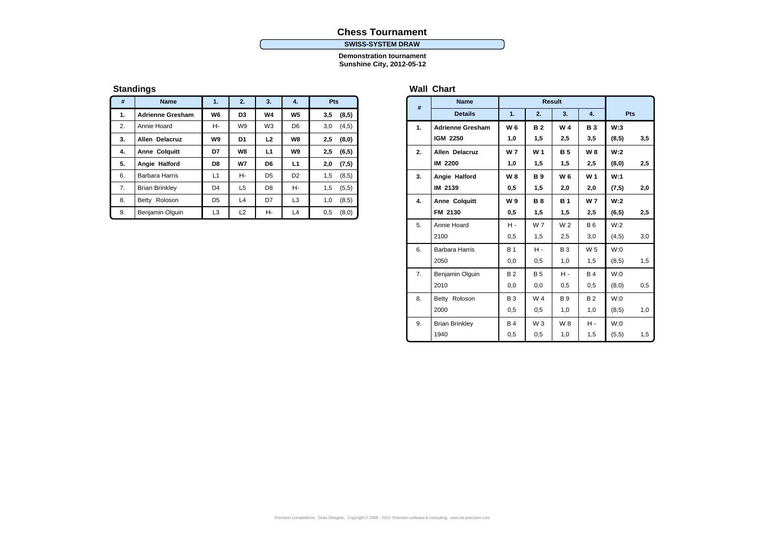# Chess Tournament

**SWISS-SYSTEM DRAW**

**Demonstration tournament**
**Sunshine City, 2012-05-12**

## Standings

| # | Name | 1. | 2. | 3. | 4. | Pts | |
|---|---|---|---|---|---|---|---|
| **1.** | **Adrienne Gresham** | **W6** | **D3** | **W4** | **W5** | **3,5** | **(8,5)** |
| 2. | Annie Hoard | H- | W9 | W3 | D6 | 3,0 | (4,5) |
| **3.** | **Allen Delacruz** | **W9** | **D1** | **L2** | **W8** | **2,5** | **(8,0)** |
| **4.** | **Anne Colquitt** | **D7** | **W8** | **L1** | **W9** | **2,5** | **(6,5)** |
| **5.** | **Angie Halford** | **D8** | **W7** | **D6** | **L1** | **2,0** | **(7,5)** |
| 6. | Barbara Harris | L1 | H- | D5 | D2 | 1,5 | (8,5) |
| 7. | Brian Brinkley | D4 | L5 | D8 | H- | 1,5 | (5,5) |
| 8. | Betty Roloson | D5 | L4 | D7 | L3 | 1,0 | (8,5) |
| 9. | Benjamin Olguin | L3 | L2 | H- | L4 | 0,5 | (8,0) |

## Wall Chart

| # | Name | Result | | | | Pts | |
|---|---|---|---|---|---|---|---|
| | Details | 1. | 2. | 3. | 4. | | |
| **1.** | **Adrienne Gresham** | **W 6** | **B 2** | **W 4** | **B 3** | **W:3** | |
| | **IGM 2250** | **1,0** | **1,5** | **2,5** | **3,5** | **(8,5)** | **3,5** |
| **2.** | **Allen Delacruz** | **W 7** | **W 1** | **B 5** | **W 8** | **W:2** | |
| | **IM 2200** | **1,0** | **1,5** | **1,5** | **2,5** | **(8,0)** | **2,5** |
| **3.** | **Angie Halford** | **W 8** | **B 9** | **W 6** | **W 1** | **W:1** | |
| | **IM 2139** | **0,5** | **1,5** | **2,0** | **2,0** | **(7,5)** | **2,0** |
| **4.** | **Anne Colquitt** | **W 9** | **B 8** | **B 1** | **W 7** | **W:2** | |
| | **FM 2130** | **0,5** | **1,5** | **1,5** | **2,5** | **(6,5)** | **2,5** |
| 5. | Annie Hoard | H - | W 7 | W 2 | B 6 | W:2 | |
| | 2100 | 0,5 | 1,5 | 2,5 | 3,0 | (4,5) | 3,0 |
| 6. | Barbara Harris | B 1 | H - | B 3 | W 5 | W:0 | |
| | 2050 | 0,0 | 0,5 | 1,0 | 1,5 | (8,5) | 1,5 |
| 7. | Benjamin Olguin | B 2 | B 5 | H - | B 4 | W:0 | |
| | 2010 | 0,0 | 0,0 | 0,5 | 0,5 | (8,0) | 0,5 |
| 8. | Betty Roloson | B 3 | W 4 | B 9 | B 2 | W:0 | |
| | 2000 | 0,5 | 0,5 | 1,0 | 1,0 | (8,5) | 1,0 |
| 9. | Brian Brinkley | B 4 | W 3 | W 8 | H - | W:0 | |
| | 1940 | 0,5 | 0,5 | 1,0 | 1,5 | (5,5) | 1,5 |

Precision Competitions - Draw Designer, Copyright © 2008 - 2012 Precision software & consulting, www.be-precision.com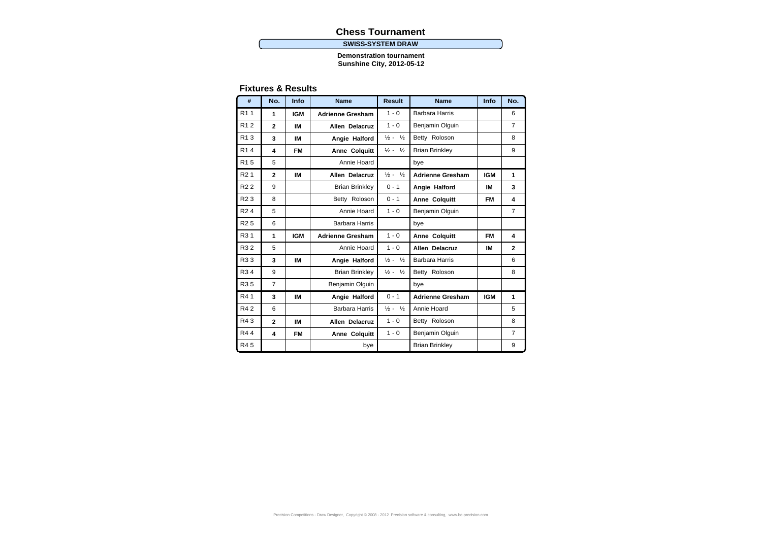# Chess Tournament

**SWISS-SYSTEM DRAW**

**Demonstration tournament**
**Sunshine City, 2012-05-12**

## Fixtures & Results

| # | No. | Info | Name | Result | Name | Info | No. |
|---|---|---|---|---|---|---|---|
| R1 1 | **1** | **IGM** | **Adrienne Gresham** | 1 - 0 | Barbara Harris | | 6 |
| R1 2 | **2** | **IM** | **Allen Delacruz** | 1 - 0 | Benjamin Olguin | | 7 |
| R1 3 | **3** | **IM** | **Angie Halford** | ½ - ½ | Betty Roloson | | 8 |
| R1 4 | **4** | **FM** | **Anne Colquitt** | ½ - ½ | Brian Brinkley | | 9 |
| R1 5 | 5 | | Annie Hoard | | bye | | |
| R2 1 | **2** | **IM** | **Allen Delacruz** | ½ - ½ | **Adrienne Gresham** | **IGM** | **1** |
| R2 2 | 9 | | Brian Brinkley | 0 - 1 | **Angie Halford** | **IM** | **3** |
| R2 3 | 8 | | Betty Roloson | 0 - 1 | **Anne Colquitt** | **FM** | **4** |
| R2 4 | 5 | | Annie Hoard | 1 - 0 | Benjamin Olguin | | 7 |
| R2 5 | 6 | | Barbara Harris | | bye | | |
| R3 1 | **1** | **IGM** | **Adrienne Gresham** | 1 - 0 | **Anne Colquitt** | **FM** | **4** |
| R3 2 | 5 | | Annie Hoard | 1 - 0 | **Allen Delacruz** | **IM** | **2** |
| R3 3 | **3** | **IM** | **Angie Halford** | ½ - ½ | Barbara Harris | | 6 |
| R3 4 | 9 | | Brian Brinkley | ½ - ½ | Betty Roloson | | 8 |
| R3 5 | 7 | | Benjamin Olguin | | bye | | |
| R4 1 | **3** | **IM** | **Angie Halford** | 0 - 1 | **Adrienne Gresham** | **IGM** | **1** |
| R4 2 | 6 | | Barbara Harris | ½ - ½ | Annie Hoard | | 5 |
| R4 3 | **2** | **IM** | **Allen Delacruz** | 1 - 0 | Betty Roloson | | 8 |
| R4 4 | **4** | **FM** | **Anne Colquitt** | 1 - 0 | Benjamin Olguin | | 7 |
| R4 5 | | | bye | | Brian Brinkley | | 9 |

Precision Competitions - Draw Designer, Copyright © 2008 - 2012 Precision software & consulting, www.be-precision.com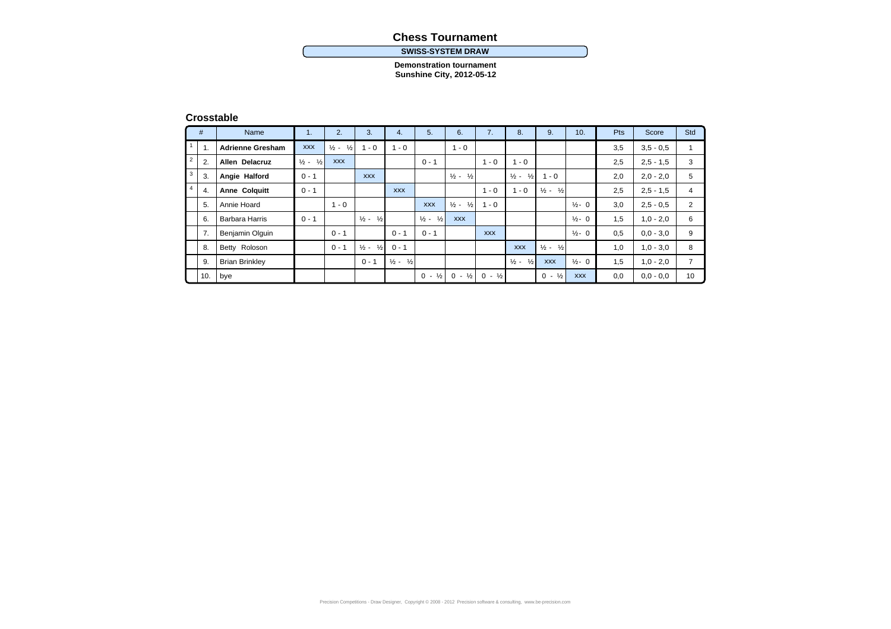# Chess Tournament

**SWISS-SYSTEM DRAW**

**Demonstration tournament**
**Sunshine City, 2012-05-12**

## Crosstable

| | # | Name | 1. | 2. | 3. | 4. | 5. | 6. | 7. | 8. | 9. | 10. | Pts | Score | Std |
|---|---|---|---|---|---|---|---|---|---|---|---|---|---|---|---|
| 1 | 1. | **Adrienne Gresham** | xxx | ½ - ½ | 1 - 0 | 1 - 0 | | 1 - 0 | | | | | 3,5 | 3,5 - 0,5 | 1 |
| 2 | 2. | **Allen Delacruz** | ½ - ½ | xxx | | | 0 - 1 | | 1 - 0 | 1 - 0 | | | 2,5 | 2,5 - 1,5 | 3 |
| 3 | 3. | **Angie Halford** | 0 - 1 | | xxx | | | ½ - ½ | | ½ - ½ | 1 - 0 | | 2,0 | 2,0 - 2,0 | 5 |
| 4 | 4. | **Anne Colquitt** | 0 - 1 | | | xxx | | | 1 - 0 | 1 - 0 | ½ - ½ | | 2,5 | 2,5 - 1,5 | 4 |
| | 5. | Annie Hoard | | 1 - 0 | | | xxx | ½ - ½ | 1 - 0 | | | ½ - 0 | 3,0 | 2,5 - 0,5 | 2 |
| | 6. | Barbara Harris | 0 - 1 | | ½ - ½ | | ½ - ½ | xxx | | | | | 1,5 | 1,0 - 2,0 | 6 |
| | 7. | Benjamin Olguin | | 0 - 1 | | 0 - 1 | 0 - 1 | | xxx | | | ½ - 0 | 0,5 | 0,0 - 3,0 | 9 |
| | 8. | Betty Roloson | | 0 - 1 | ½ - ½ | 0 - 1 | | | | xxx | ½ - ½ | | 1,0 | 1,0 - 3,0 | 8 |
| | 9. | Brian Brinkley | | | 0 - 1 | ½ - ½ | | | | ½ - ½ | xxx | ½ - 0 | 1,5 | 1,0 - 2,0 | 7 |
| | 10. | bye | | | | | 0 - ½ | 0 - ½ | 0 - ½ | | 0 - ½ | xxx | 0,0 | 0,0 - 0,0 | 10 |

Precision Competitions - Draw Designer, Copyright © 2008 - 2012 Precision software & consulting, www.be-precision.com